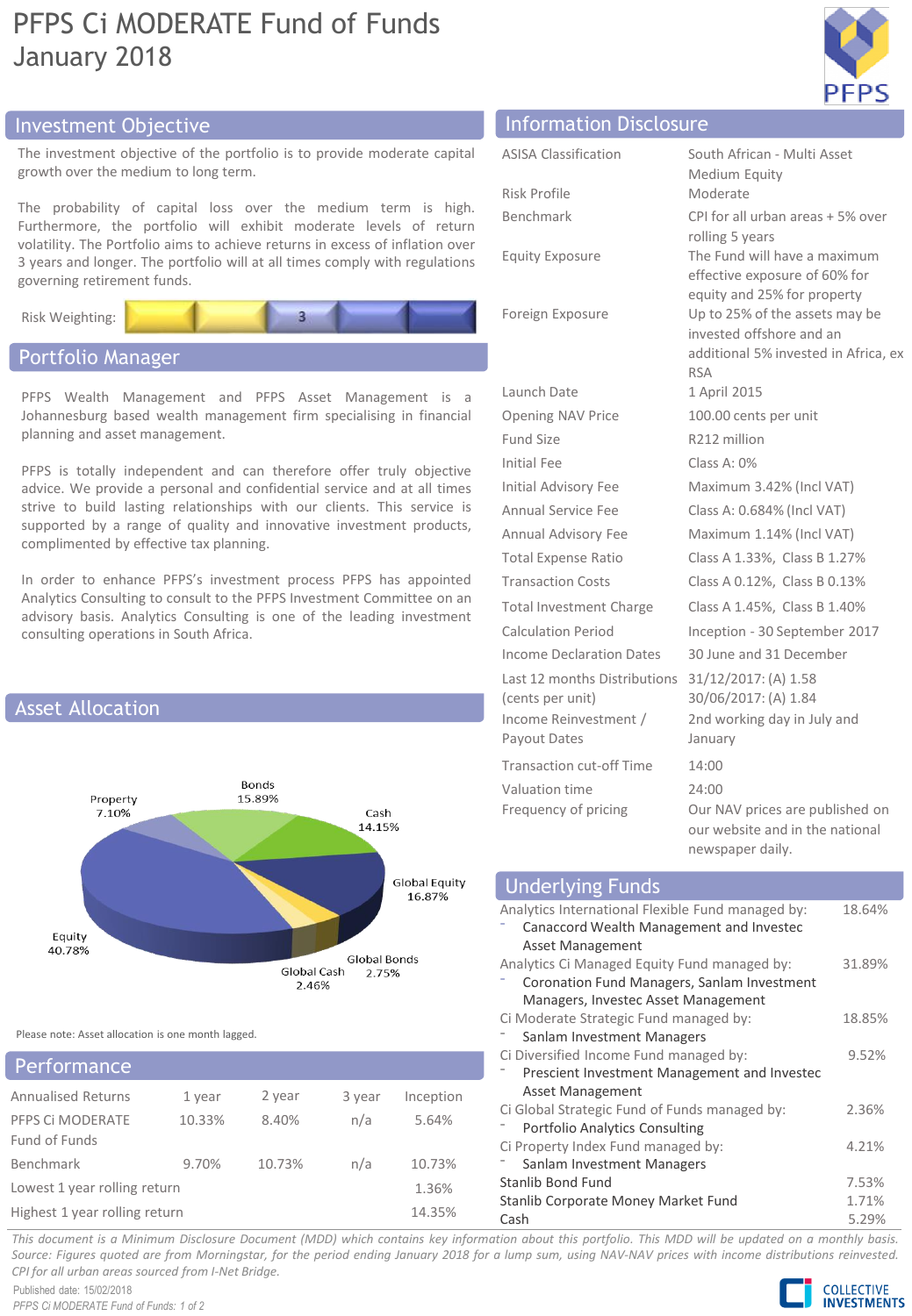# PFPS Ci MODERATE Fund of Funds
January 2018

## Investment Objective

The investment objective of the portfolio is to provide moderate capital growth over the medium to long term.

The probability of capital loss over the medium term is high. Furthermore, the portfolio will exhibit moderate levels of return volatility. The Portfolio aims to achieve returns in excess of inflation over 3 years and longer. The portfolio will at all times comply with regulations governing retirement funds.

Risk Weighting: 3

## Portfolio Manager

PFPS Wealth Management and PFPS Asset Management is a Johannesburg based wealth management firm specialising in financial planning and asset management.

PFPS is totally independent and can therefore offer truly objective advice. We provide a personal and confidential service and at all times strive to build lasting relationships with our clients. This service is supported by a range of quality and innovative investment products, complimented by effective tax planning.

In order to enhance PFPS's investment process PFPS has appointed Analytics Consulting to consult to the PFPS Investment Committee on an advisory basis. Analytics Consulting is one of the leading investment consulting operations in South Africa.

## Asset Allocation

| Asset Class | Allocation |
|---|---|
| Equity | 40.78% |
| Global Equity | 16.87% |
| Bonds | 15.89% |
| Cash | 14.15% |
| Property | 7.10% |
| Global Bonds | 2.75% |
| Global Cash | 2.46% |

Please note: Asset allocation is one month lagged.

## Performance

| Annualised Returns | 1 year | 2 year | 3 year | Inception |
|---|---|---|---|---|
| PFPS Ci MODERATE Fund of Funds | 10.33% | 8.40% | n/a | 5.64% |
| Benchmark | 9.70% | 10.73% | n/a | 10.73% |
| Lowest 1 year rolling return | | | | 1.36% |
| Highest 1 year rolling return | | | | 14.35% |

## Information Disclosure

| | |
|---|---|
| ASISA Classification | South African - Multi Asset Medium Equity |
| Risk Profile | Moderate |
| Benchmark | CPI for all urban areas + 5% over rolling 5 years |
| Equity Exposure | The Fund will have a maximum effective exposure of 60% for equity and 25% for property |
| Foreign Exposure | Up to 25% of the assets may be invested offshore and an additional 5% invested in Africa, ex RSA |
| Launch Date | 1 April 2015 |
| Opening NAV Price | 100.00 cents per unit |
| Fund Size | R212 million |
| Initial Fee | Class A: 0% |
| Initial Advisory Fee | Maximum 3.42% (Incl VAT) |
| Annual Service Fee | Class A: 0.684% (Incl VAT) |
| Annual Advisory Fee | Maximum 1.14% (Incl VAT) |
| Total Expense Ratio | Class A 1.33%, Class B 1.27% |
| Transaction Costs | Class A 0.12%, Class B 0.13% |
| Total Investment Charge | Class A 1.45%, Class B 1.40% |
| Calculation Period | Inception - 30 September 2017 |
| Income Declaration Dates | 30 June and 31 December |
| Last 12 months Distributions (cents per unit) | 31/12/2017: (A) 1.58<br>30/06/2017: (A) 1.84 |
| Income Reinvestment / Payout Dates | 2nd working day in July and January |
| Transaction cut-off Time | 14:00 |
| Valuation time | 24:00 |
| Frequency of pricing | Our NAV prices are published on our website and in the national newspaper daily. |

## Underlying Funds

| Fund | Weight |
|---|---|
| Analytics International Flexible Fund managed by:<br>- Canaccord Wealth Management and Investec Asset Management | 18.64% |
| Analytics Ci Managed Equity Fund managed by:<br>- Coronation Fund Managers, Sanlam Investment Managers, Investec Asset Management | 31.89% |
| Ci Moderate Strategic Fund managed by:<br>- Sanlam Investment Managers | 18.85% |
| Ci Diversified Income Fund managed by:<br>- Prescient Investment Management and Investec Asset Management | 9.52% |
| Ci Global Strategic Fund of Funds managed by:<br>- Portfolio Analytics Consulting | 2.36% |
| Ci Property Index Fund managed by:<br>- Sanlam Investment Managers | 4.21% |
| Stanlib Bond Fund | 7.53% |
| Stanlib Corporate Money Market Fund | 1.71% |
| Cash | 5.29% |

*This document is a Minimum Disclosure Document (MDD) which contains key information about this portfolio. This MDD will be updated on a monthly basis. Source: Figures quoted are from Morningstar, for the period ending January 2018 for a lump sum, using NAV-NAV prices with income distributions reinvested. CPI for all urban areas sourced from I-Net Bridge.*

Published date: 15/02/2018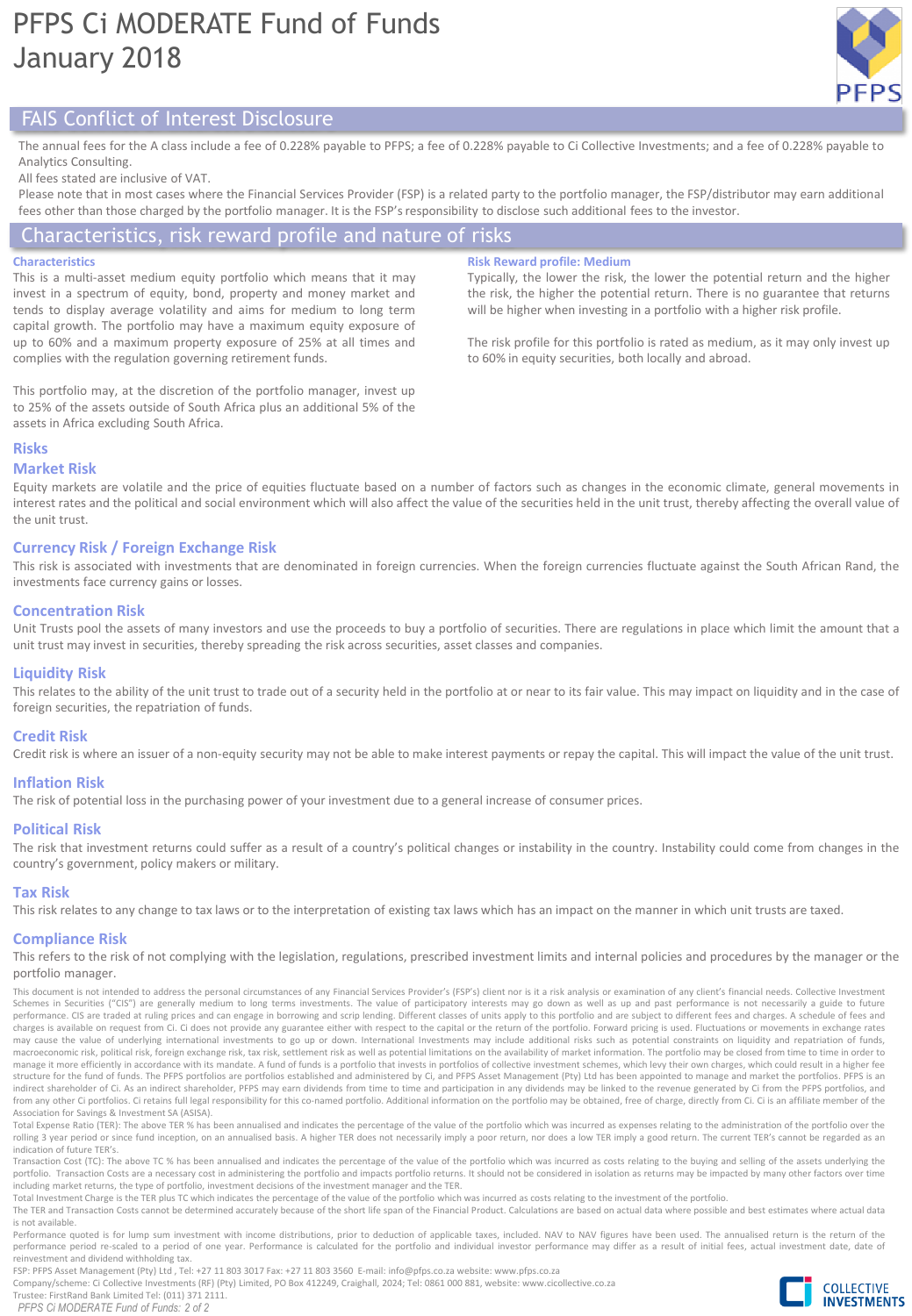# PFPS Ci MODERATE Fund of Funds
# January 2018

## FAIS Conflict of Interest Disclosure

The annual fees for the A class include a fee of 0.228% payable to PFPS; a fee of 0.228% payable to Ci Collective Investments; and a fee of 0.228% payable to Analytics Consulting.

All fees stated are inclusive of VAT.

Please note that in most cases where the Financial Services Provider (FSP) is a related party to the portfolio manager, the FSP/distributor may earn additional fees other than those charged by the portfolio manager. It is the FSP's responsibility to disclose such additional fees to the investor.

## Characteristics, risk reward profile and nature of risks

### Characteristics

This is a multi-asset medium equity portfolio which means that it may invest in a spectrum of equity, bond, property and money market and tends to display average volatility and aims for medium to long term capital growth. The portfolio may have a maximum equity exposure of up to 60% and a maximum property exposure of 25% at all times and complies with the regulation governing retirement funds.

This portfolio may, at the discretion of the portfolio manager, invest up to 25% of the assets outside of South Africa plus an additional 5% of the assets in Africa excluding South Africa.

### Risk Reward profile: Medium

Typically, the lower the risk, the lower the potential return and the higher the risk, the higher the potential return. There is no guarantee that returns will be higher when investing in a portfolio with a higher risk profile.

The risk profile for this portfolio is rated as medium, as it may only invest up to 60% in equity securities, both locally and abroad.

### Risks

#### Market Risk

Equity markets are volatile and the price of equities fluctuate based on a number of factors such as changes in the economic climate, general movements in interest rates and the political and social environment which will also affect the value of the securities held in the unit trust, thereby affecting the overall value of the unit trust.

#### Currency Risk / Foreign Exchange Risk

This risk is associated with investments that are denominated in foreign currencies. When the foreign currencies fluctuate against the South African Rand, the investments face currency gains or losses.

#### Concentration Risk

Unit Trusts pool the assets of many investors and use the proceeds to buy a portfolio of securities. There are regulations in place which limit the amount that a unit trust may invest in securities, thereby spreading the risk across securities, asset classes and companies.

#### Liquidity Risk

This relates to the ability of the unit trust to trade out of a security held in the portfolio at or near to its fair value. This may impact on liquidity and in the case of foreign securities, the repatriation of funds.

#### Credit Risk

Credit risk is where an issuer of a non-equity security may not be able to make interest payments or repay the capital. This will impact the value of the unit trust.

#### Inflation Risk

The risk of potential loss in the purchasing power of your investment due to a general increase of consumer prices.

#### Political Risk

The risk that investment returns could suffer as a result of a country's political changes or instability in the country. Instability could come from changes in the country's government, policy makers or military.

#### Tax Risk

This risk relates to any change to tax laws or to the interpretation of existing tax laws which has an impact on the manner in which unit trusts are taxed.

#### Compliance Risk

This refers to the risk of not complying with the legislation, regulations, prescribed investment limits and internal policies and procedures by the manager or the portfolio manager.

This document is not intended to address the personal circumstances of any Financial Services Provider's (FSP's) client nor is it a risk analysis or examination of any client's financial needs. Collective Investment Schemes in Securities ("CIS") are generally medium to long terms investments. The value of participatory interests may go down as well as up and past performance is not necessarily a guide to future performance. CIS are traded at ruling prices and can engage in borrowing and scrip lending. Different classes of units apply to this portfolio and are subject to different fees and charges. A schedule of fees and charges is available on request from Ci. Ci does not provide any guarantee either with respect to the capital or the return of the portfolio. Forward pricing is used. Fluctuations or movements in exchange rates may cause the value of underlying international investments to go up or down. International Investments may include additional risks such as potential constraints on liquidity and repatriation of funds, macroeconomic risk, political risk, foreign exchange risk, tax risk, settlement risk as well as potential limitations on the availability of market information. The portfolio may be closed from time to time in order to manage it more efficiently in accordance with its mandate. A fund of funds is a portfolio that invests in portfolios of collective investment schemes, which levy their own charges, which could result in a higher fee structure for the fund of funds. The PFPS portfolios are portfolios established and administered by Ci, and PFPS Asset Management (Pty) Ltd has been appointed to manage and market the portfolios. PFPS is an indirect shareholder of Ci. As an indirect shareholder, PFPS may earn dividends from time to time and participation in any dividends may be linked to the revenue generated by Ci from the PFPS portfolios, and from any other Ci portfolios. Ci retains full legal responsibility for this co-named portfolio. Additional information on the portfolio may be obtained, free of charge, directly from Ci. Ci is an affiliate member of the Association for Savings & Investment SA (ASISA).

Total Expense Ratio (TER): The above TER % has been annualised and indicates the percentage of the value of the portfolio which was incurred as expenses relating to the administration of the portfolio over the rolling 3 year period or since fund inception, on an annualised basis. A higher TER does not necessarily imply a poor return, nor does a low TER imply a good return. The current TER's cannot be regarded as an indication of future TER's.

Transaction Cost (TC): The above TC % has been annualised and indicates the percentage of the value of the portfolio which was incurred as costs relating to the buying and selling of the assets underlying the portfolio. Transaction Costs are a necessary cost in administering the portfolio and impacts portfolio returns. It should not be considered in isolation as returns may be impacted by many other factors over time including market returns, the type of portfolio, investment decisions of the investment manager and the TER.

Total Investment Charge is the TER plus TC which indicates the percentage of the value of the portfolio which was incurred as costs relating to the investment of the portfolio.

The TER and Transaction Costs cannot be determined accurately because of the short life span of the Financial Product. Calculations are based on actual data where possible and best estimates where actual data is not available.

Performance quoted is for lump sum investment with income distributions, prior to deduction of applicable taxes, included. NAV to NAV figures have been used. The annualised return is the return of the performance period re-scaled to a period of one year. Performance is calculated for the portfolio and individual investor performance may differ as a result of initial fees, actual investment date, date of reinvestment and dividend withholding tax.

FSP: PFPS Asset Management (Pty) Ltd , Tel: +27 11 803 3017 Fax: +27 11 803 3560 E-mail: info@pfps.co.za website: www.pfps.co.za

Company/scheme: Ci Collective Investments (RF) (Pty) Limited, PO Box 412249, Craighall, 2024; Tel: 0861 000 881, website: www.cicollective.co.za

Trustee: FirstRand Bank Limited Tel: (011) 371 2111.